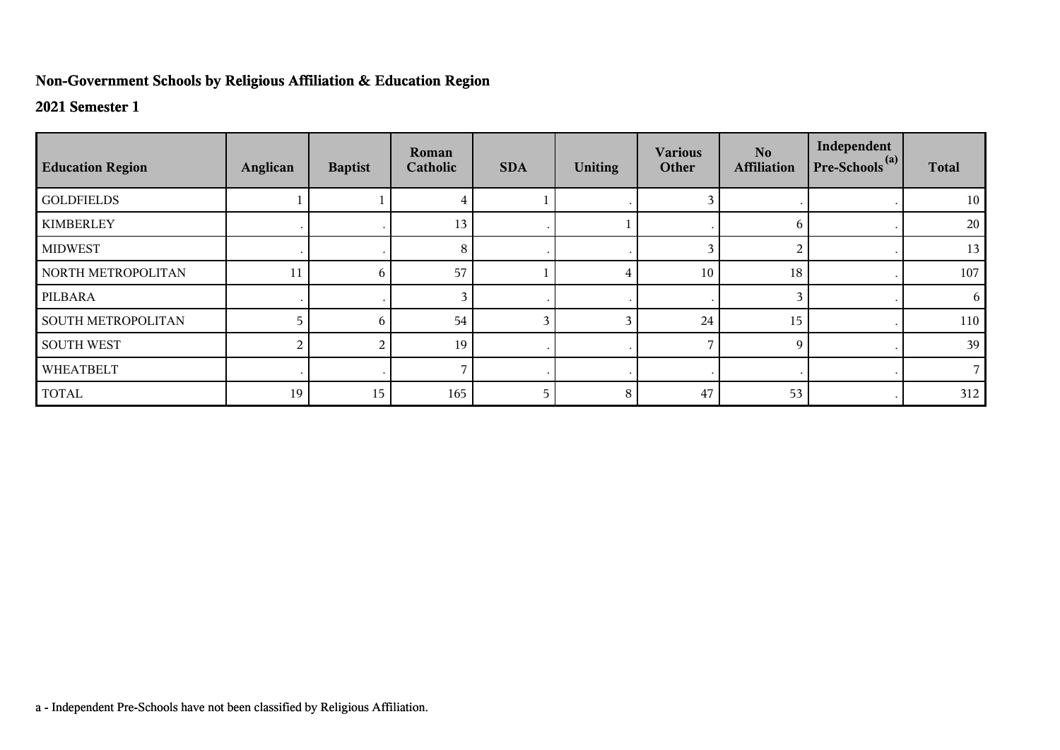**Non-Government Schools by Religious Affiliation & Education Region**

**2021 Semester 1**

| Education Region | Anglican | Baptist | Roman Catholic | SDA | Uniting | Various Other | No Affiliation | Independent Pre-Schools [(a)] | Total |
|---|---|---|---|---|---|---|---|---|---|
| GOLDFIELDS | 1 | 1 | 4 | 1 | . | 3 | . | . | 10 |
| KIMBERLEY | . | . | 13 | . | 1 | . | 6 | . | 20 |
| MIDWEST | . | . | 8 | . | . | 3 | 2 | . | 13 |
| NORTH METROPOLITAN | 11 | 6 | 57 | 1 | 4 | 10 | 18 | . | 107 |
| PILBARA | . | . | 3 | . | . | . | 3 | . | 6 |
| SOUTH METROPOLITAN | 5 | 6 | 54 | 3 | 3 | 24 | 15 | . | 110 |
| SOUTH WEST | 2 | 2 | 19 | . | . | 7 | 9 | . | 39 |
| WHEATBELT | . | . | 7 | . | . | . | . | . | 7 |
| TOTAL | 19 | 15 | 165 | 5 | 8 | 47 | 53 | . | 312 |

a - Independent Pre-Schools have not been classified by Religious Affiliation.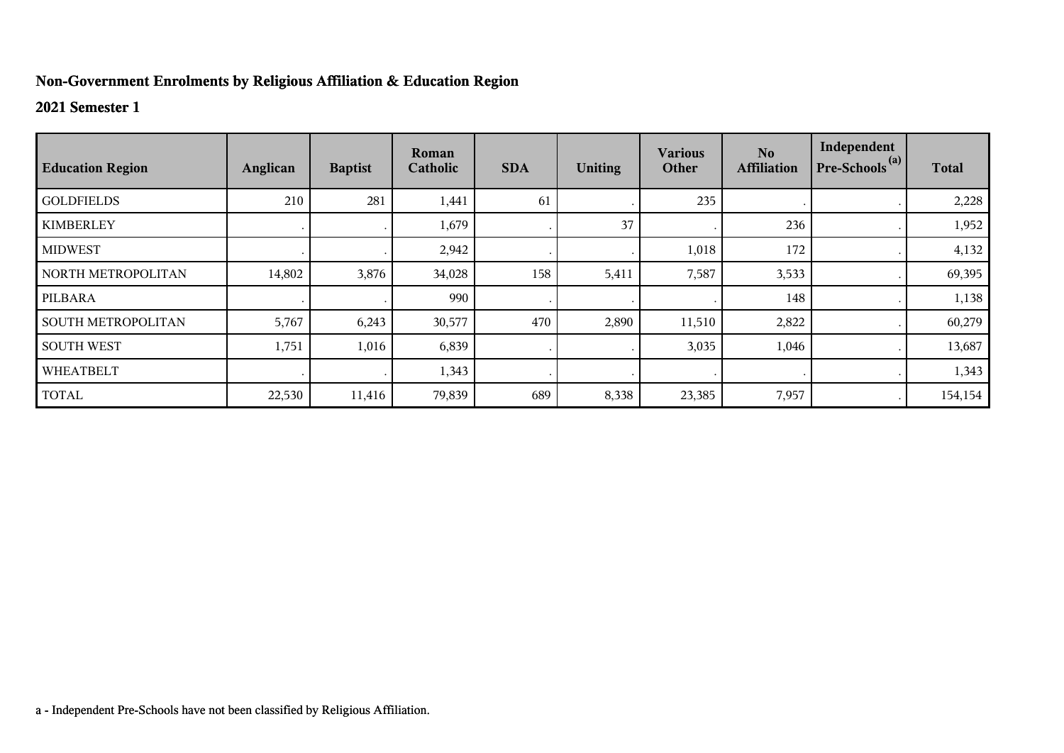## Non-Government Enrolments by Religious Affiliation & Education Region

### 2021 Semester 1

| Education Region | Anglican | Baptist | Roman Catholic | SDA | Uniting | Various Other | No Affiliation | Independent Pre-Schools [(a)] | Total |
|---|---|---|---|---|---|---|---|---|---|
| GOLDFIELDS | 210 | 281 | 1,441 | 61 | . | 235 | . | . | 2,228 |
| KIMBERLEY | . | . | 1,679 | . | 37 | . | 236 | . | 1,952 |
| MIDWEST | . | . | 2,942 | . | . | 1,018 | 172 | . | 4,132 |
| NORTH METROPOLITAN | 14,802 | 3,876 | 34,028 | 158 | 5,411 | 7,587 | 3,533 | . | 69,395 |
| PILBARA | . | . | 990 | . | . | . | 148 | . | 1,138 |
| SOUTH METROPOLITAN | 5,767 | 6,243 | 30,577 | 470 | 2,890 | 11,510 | 2,822 | . | 60,279 |
| SOUTH WEST | 1,751 | 1,016 | 6,839 | . | . | 3,035 | 1,046 | . | 13,687 |
| WHEATBELT | . | . | 1,343 | . | . | . | . | . | 1,343 |
| TOTAL | 22,530 | 11,416 | 79,839 | 689 | 8,338 | 23,385 | 7,957 | . | 154,154 |

a - Independent Pre-Schools have not been classified by Religious Affiliation.